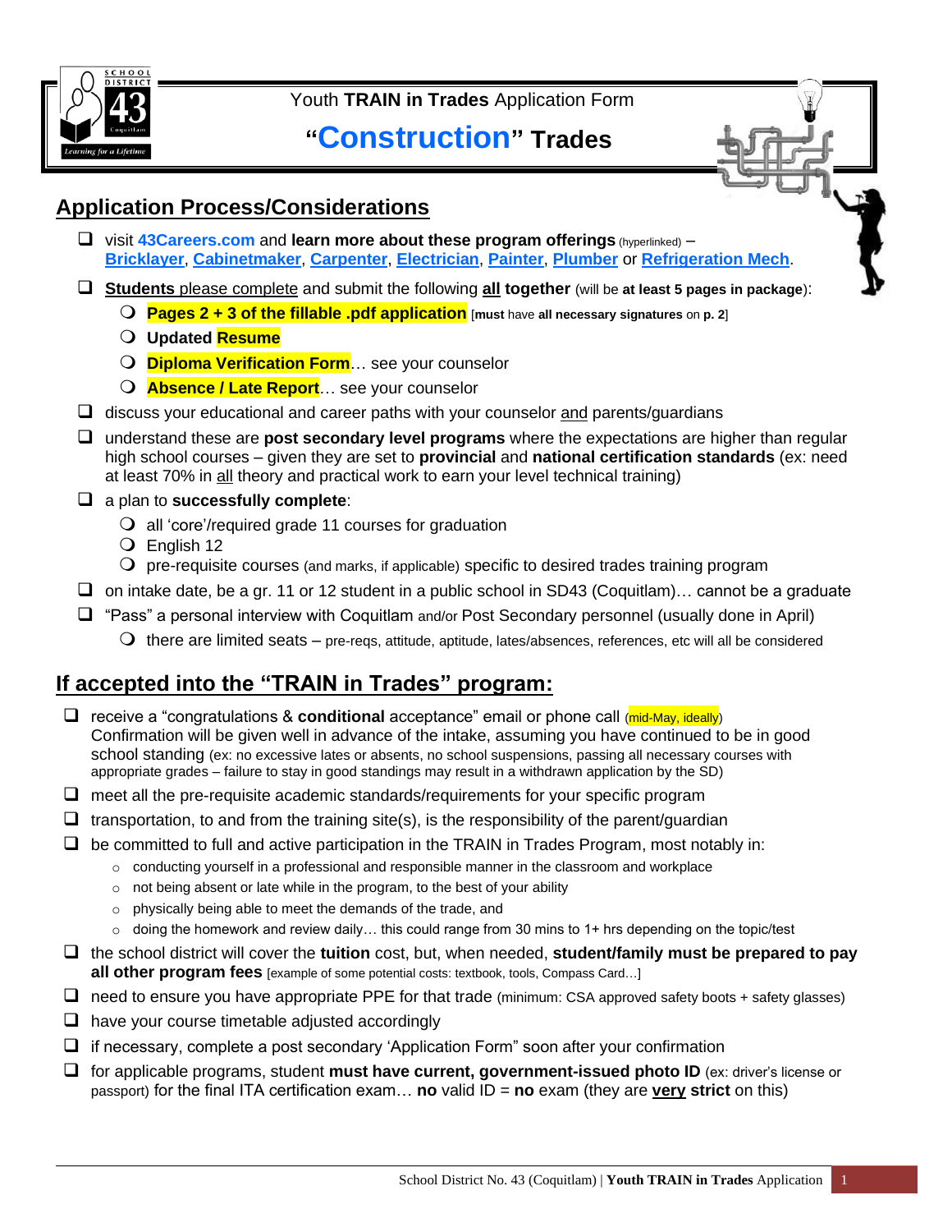Youth **TRAIN in Trades** Application Form

# "Construction" Trades

## Application Process/Considerations

- ☐ visit **43Careers.com** and **learn more about these program offerings** (hyperlinked) – **Bricklayer**, **Cabinetmaker**, **Carpenter**, **Electrician**, **Painter**, **Plumber** or **Refrigeration Mech**.
- ☐ **Students** please complete and submit the following **all together** (will be **at least 5 pages in package**):
  - **Pages 2 + 3 of the fillable .pdf application** [**must** have **all necessary signatures** on **p. 2**]
  - Updated **Resume**
  - **Diploma Verification Form**… see your counselor
  - **Absence / Late Report**… see your counselor
- ☐ discuss your educational and career paths with your counselor and parents/guardians
- ☐ understand these are **post secondary level programs** where the expectations are higher than regular high school courses – given they are set to **provincial** and **national certification standards** (ex: need at least 70% in all theory and practical work to earn your level technical training)
- ☐ a plan to **successfully complete**:
  - all 'core'/required grade 11 courses for graduation
  - English 12
  - pre-requisite courses (and marks, if applicable) specific to desired trades training program
- ☐ on intake date, be a gr. 11 or 12 student in a public school in SD43 (Coquitlam)… cannot be a graduate
- ☐ "Pass" a personal interview with Coquitlam and/or Post Secondary personnel (usually done in April)
  - there are limited seats – pre-reqs, attitude, aptitude, lates/absences, references, etc will all be considered

## If accepted into the "TRAIN in Trades" program:

- ☐ receive a "congratulations & **conditional** acceptance" email or phone call (mid-May, ideally) Confirmation will be given well in advance of the intake, assuming you have continued to be in good school standing (ex: no excessive lates or absents, no school suspensions, passing all necessary courses with appropriate grades – failure to stay in good standings may result in a withdrawn application by the SD)
- ☐ meet all the pre-requisite academic standards/requirements for your specific program
- ☐ transportation, to and from the training site(s), is the responsibility of the parent/guardian
- ☐ be committed to full and active participation in the TRAIN in Trades Program, most notably in:
  - conducting yourself in a professional and responsible manner in the classroom and workplace
  - not being absent or late while in the program, to the best of your ability
  - physically being able to meet the demands of the trade, and
  - doing the homework and review daily… this could range from 30 mins to 1+ hrs depending on the topic/test
- ☐ the school district will cover the **tuition** cost, but, when needed, **student/family must be prepared to pay all other program fees** [example of some potential costs: textbook, tools, Compass Card…]
- ☐ need to ensure you have appropriate PPE for that trade (minimum: CSA approved safety boots + safety glasses)
- ☐ have your course timetable adjusted accordingly
- ☐ if necessary, complete a post secondary 'Application Form" soon after your confirmation
- ☐ for applicable programs, student **must have current, government-issued photo ID** (ex: driver's license or passport) for the final ITA certification exam… **no** valid ID = **no** exam (they are **very strict** on this)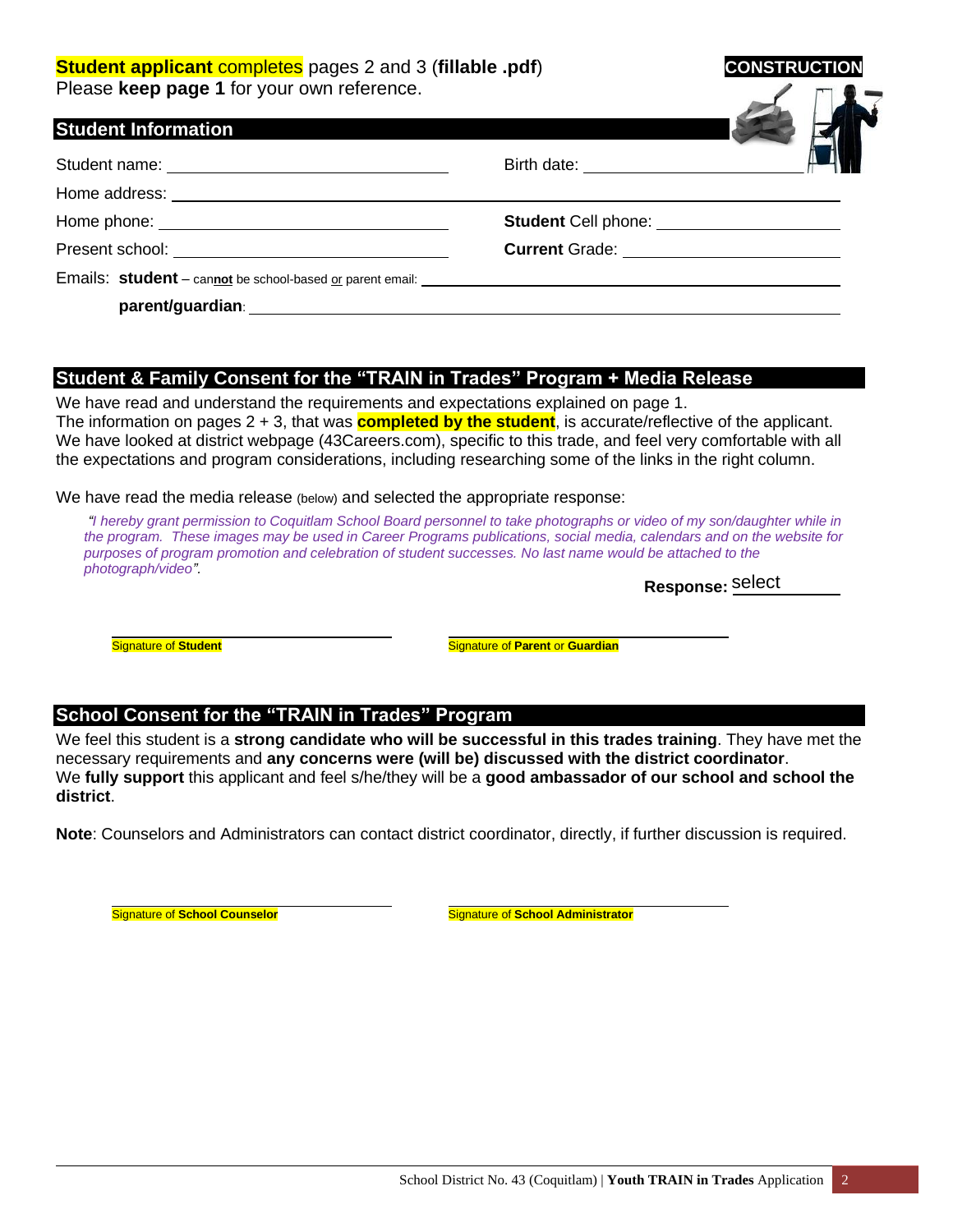**Student applicant completes** pages 2 and 3 (**fillable .pdf**)
Please **keep page 1** for your own reference.

**CONSTRUCTION**

## Student Information

Student name: ______________________ Birth date: ______________________

Home address: ______________________________________________

Home phone: ______________________ **Student** Cell phone: ______________________

Present school: ______________________ **Current** Grade: ______________________

Emails: **student** – can**not** be school-based or parent email: ______________________

**parent/guardian**: ______________________________________________

## Student & Family Consent for the "TRAIN in Trades" Program + Media Release

We have read and understand the requirements and expectations explained on page 1.
The information on pages 2 + 3, that was **completed by the student**, is accurate/reflective of the applicant.
We have looked at district webpage (43Careers.com), specific to this trade, and feel very comfortable with all the expectations and program considerations, including researching some of the links in the right column.

We have read the media release (below) and selected the appropriate response:

*"I hereby grant permission to Coquitlam School Board personnel to take photographs or video of my son/daughter while in the program. These images may be used in Career Programs publications, social media, calendars and on the website for purposes of program promotion and celebration of student successes. No last name would be attached to the photograph/video".*

**Response:** select

______________________ ______________________
Signature of **Student** Signature of **Parent** or **Guardian**

## School Consent for the "TRAIN in Trades" Program

We feel this student is a **strong candidate who will be successful in this trades training**. They have met the necessary requirements and **any concerns were (will be) discussed with the district coordinator**.
We **fully support** this applicant and feel s/he/they will be a **good ambassador of our school and school the district**.

**Note**: Counselors and Administrators can contact district coordinator, directly, if further discussion is required.

______________________ ______________________
Signature of **School Counselor** Signature of **School Administrator**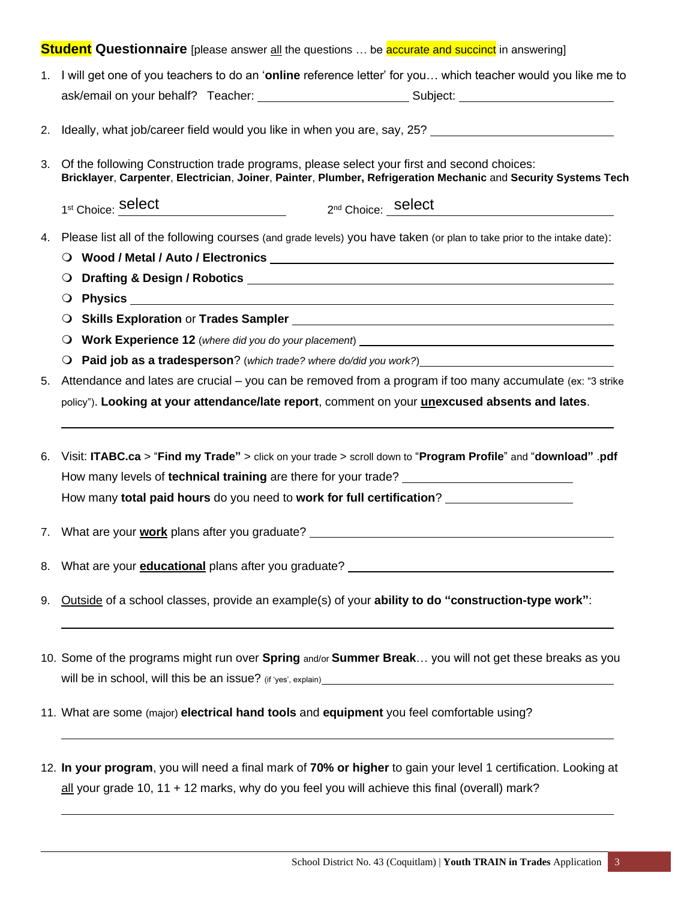**Student Questionnaire** [please answer all the questions … be accurate and succinct in answering]

1. I will get one of you teachers to do an '**online** reference letter' for you… which teacher would you like me to ask/email on your behalf? Teacher: ____________ Subject: ____________

2. Ideally, what job/career field would you like in when you are, say, 25? ____________

3. Of the following Construction trade programs, please select your first and second choices:
   **Bricklayer**, **Carpenter**, **Electrician**, **Joiner**, **Painter**, **Plumber, Refrigeration Mechanic** and **Security Systems Tech**

   1st Choice: select ____________ 2nd Choice: select ____________

4. Please list all of the following courses (and grade levels) you have taken (or plan to take prior to the intake date):
   - **Wood / Metal / Auto / Electronics** ____________
   - **Drafting & Design / Robotics** ____________
   - **Physics** ____________
   - **Skills Exploration** or **Trades Sampler** ____________
   - **Work Experience 12** (*where did you do your placement*) ____________
   - **Paid job as a tradesperson**? (*which trade? where do/did you work?*) ____________

5. Attendance and lates are crucial – you can be removed from a program if too many accumulate (ex: "3 strike policy"). **Looking at your attendance/late report**, comment on your **unexcused absents and lates**.

   ____________

6. Visit: **ITABC.ca** > "**Find my Trade"** > click on your trade > scroll down to "**Program Profile**" and "**download"** .**pdf**
   How many levels of **technical training** are there for your trade? ____________
   How many **total paid hours** do you need to **work for full certification**? ____________

7. What are your **work** plans after you graduate? ____________

8. What are your **educational** plans after you graduate? ____________

9. Outside of a school classes, provide an example(s) of your **ability to do "construction-type work"**:

   ____________

10. Some of the programs might run over **Spring** and/or **Summer Break**… you will not get these breaks as you will be in school, will this be an issue? (if 'yes', explain) ____________

11. What are some (major) **electrical hand tools** and **equipment** you feel comfortable using?

    ____________

12. **In your program**, you will need a final mark of **70% or higher** to gain your level 1 certification. Looking at all your grade 10, 11 + 12 marks, why do you feel you will achieve this final (overall) mark?

    ____________